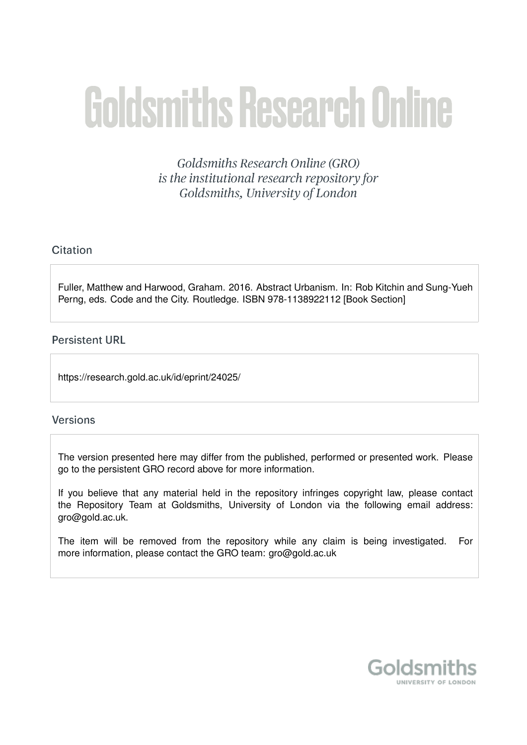# Goldsmiths Research Online

*Goldsmiths Research Online (GRO) is the institutional research repository for Goldsmiths, University of London*

## Citation

Fuller, Matthew and Harwood, Graham. 2016. Abstract Urbanism. In: Rob Kitchin and Sung-Yueh Perng, eds. Code and the City. Routledge. ISBN 978-1138922112 [Book Section]

## Persistent URL

https://research.gold.ac.uk/id/eprint/24025/

## Versions

The version presented here may differ from the published, performed or presented work. Please go to the persistent GRO record above for more information.

If you believe that any material held in the repository infringes copyright law, please contact the Repository Team at Goldsmiths, University of London via the following email address: gro@gold.ac.uk.

The item will be removed from the repository while any claim is being investigated. For more information, please contact the GRO team: gro@gold.ac.uk

Goldsmiths
UNIVERSITY OF LONDON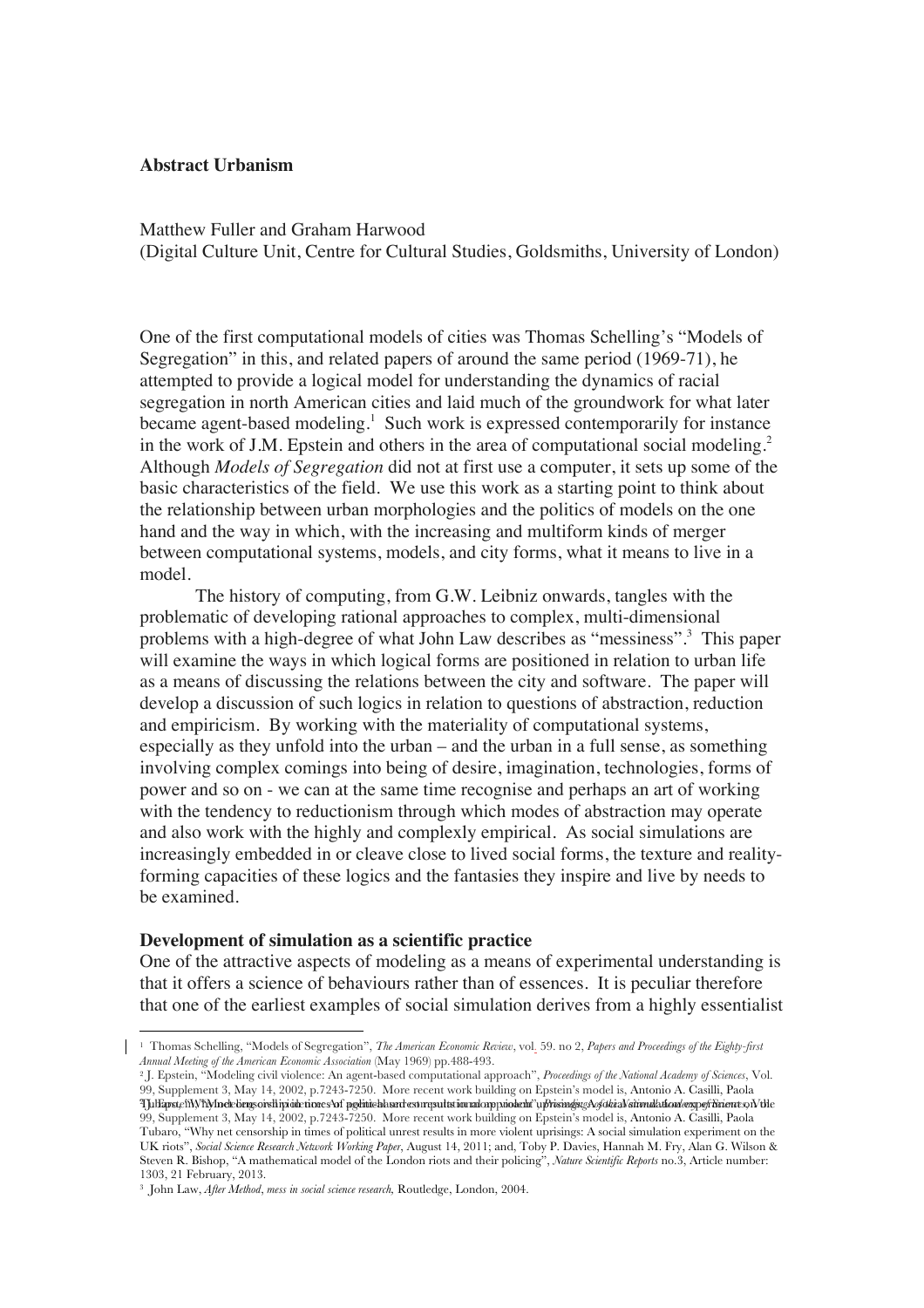**Abstract Urbanism**

Matthew Fuller and Graham Harwood
(Digital Culture Unit, Centre for Cultural Studies, Goldsmiths, University of London)

One of the first computational models of cities was Thomas Schelling's "Models of Segregation" in this, and related papers of around the same period (1969-71), he attempted to provide a logical model for understanding the dynamics of racial segregation in north American cities and laid much of the groundwork for what later became agent-based modeling.[1] Such work is expressed contemporarily for instance in the work of J.M. Epstein and others in the area of computational social modeling.[2] Although *Models of Segregation* did not at first use a computer, it sets up some of the basic characteristics of the field. We use this work as a starting point to think about the relationship between urban morphologies and the politics of models on the one hand and the way in which, with the increasing and multiform kinds of merger between computational systems, models, and city forms, what it means to live in a model.

The history of computing, from G.W. Leibniz onwards, tangles with the problematic of developing rational approaches to complex, multi-dimensional problems with a high-degree of what John Law describes as "messiness".[3] This paper will examine the ways in which logical forms are positioned in relation to urban life as a means of discussing the relations between the city and software. The paper will develop a discussion of such logics in relation to questions of abstraction, reduction and empiricism. By working with the materiality of computational systems, especially as they unfold into the urban – and the urban in a full sense, as something involving complex comings into being of desire, imagination, technologies, forms of power and so on - we can at the same time recognise and perhaps an art of working with the tendency to reductionism through which modes of abstraction may operate and also work with the highly and complexly empirical. As social simulations are increasingly embedded in or cleave close to lived social forms, the texture and reality-forming capacities of these logics and the fantasies they inspire and live by needs to be examined.

**Development of simulation as a scientific practice**

One of the attractive aspects of modeling as a means of experimental understanding is that it offers a science of behaviours rather than of essences. It is peculiar therefore that one of the earliest examples of social simulation derives from a highly essentialist

---

[1] Thomas Schelling, "Models of Segregation", *The American Economic Review*, vol. 59. no 2, *Papers and Proceedings of the Eighty-first Annual Meeting of the American Economic Association* (May 1969) pp.488-493.

[2] J. Epstein, "Modeling civil violence: An agent-based computational approach", *Proceedings of the National Academy of Sciences*, Vol. 99, Supplement 3, May 14, 2002, p.7243-7250. More recent work building on Epstein's model is, Antonio A. Casilli, Paola 99, Supplement 3, May 14, 2002, p.7243-7250. More recent work building on Epstein's model is, Antonio A. Casilli, Paola Tubaro, "Why net censorship in times of political unrest results in more violent uprisings: A social simulation experiment on the UK riots", *Social Science Research Network Working Paper*, August 14, 2011; and, Toby P. Davies, Hannah M. Fry, Alan G. Wilson & Steven R. Bishop, "A mathematical model of the London riots and their policing", *Nature Scientific Reports* no.3, Article number: 1303, 21 February, 2013.

[3] John Law, *After Method, mess in social science research,* Routledge, London, 2004.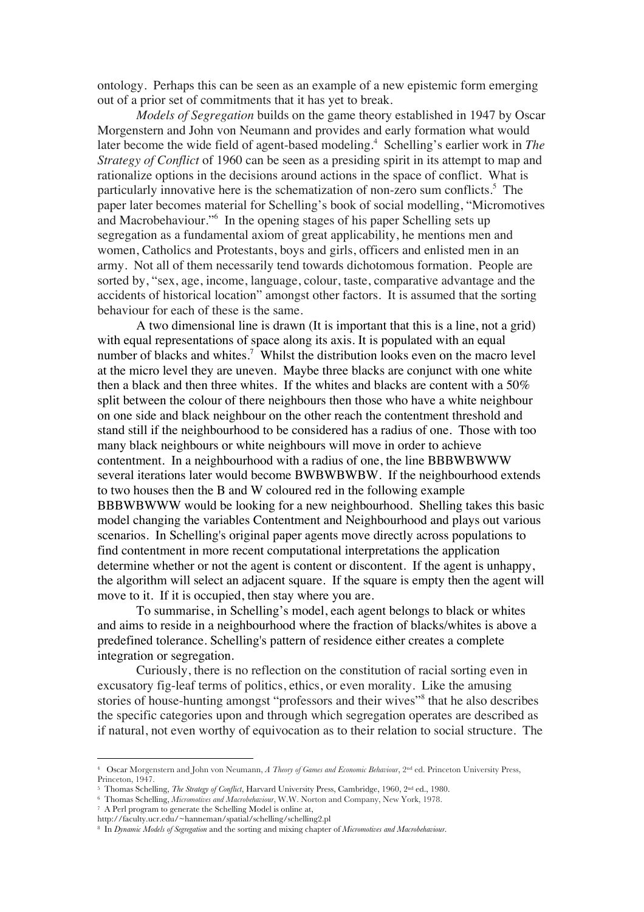ontology. Perhaps this can be seen as an example of a new epistemic form emerging out of a prior set of commitments that it has yet to break.

*Models of Segregation* builds on the game theory established in 1947 by Oscar Morgenstern and John von Neumann and provides and early formation what would later become the wide field of agent-based modeling.[4] Schelling's earlier work in *The Strategy of Conflict* of 1960 can be seen as a presiding spirit in its attempt to map and rationalize options in the decisions around actions in the space of conflict. What is particularly innovative here is the schematization of non-zero sum conflicts.[5] The paper later becomes material for Schelling's book of social modelling, "Micromotives and Macrobehaviour."[6] In the opening stages of his paper Schelling sets up segregation as a fundamental axiom of great applicability, he mentions men and women, Catholics and Protestants, boys and girls, officers and enlisted men in an army. Not all of them necessarily tend towards dichotomous formation. People are sorted by, "sex, age, income, language, colour, taste, comparative advantage and the accidents of historical location" amongst other factors. It is assumed that the sorting behaviour for each of these is the same.

A two dimensional line is drawn (It is important that this is a line, not a grid) with equal representations of space along its axis. It is populated with an equal number of blacks and whites.[7] Whilst the distribution looks even on the macro level at the micro level they are uneven. Maybe three blacks are conjunct with one white then a black and then three whites. If the whites and blacks are content with a 50% split between the colour of there neighbours then those who have a white neighbour on one side and black neighbour on the other reach the contentment threshold and stand still if the neighbourhood to be considered has a radius of one. Those with too many black neighbours or white neighbours will move in order to achieve contentment. In a neighbourhood with a radius of one, the line BBBWBWWW several iterations later would become BWBWBWBW. If the neighbourhood extends to two houses then the B and W coloured red in the following example BBBWBWWW would be looking for a new neighbourhood. Shelling takes this basic model changing the variables Contentment and Neighbourhood and plays out various scenarios. In Schelling's original paper agents move directly across populations to find contentment in more recent computational interpretations the application determine whether or not the agent is content or discontent. If the agent is unhappy, the algorithm will select an adjacent square. If the square is empty then the agent will move to it. If it is occupied, then stay where you are.

To summarise, in Schelling's model, each agent belongs to black or whites and aims to reside in a neighbourhood where the fraction of blacks/whites is above a predefined tolerance. Schelling's pattern of residence either creates a complete integration or segregation.

Curiously, there is no reflection on the constitution of racial sorting even in excusatory fig-leaf terms of politics, ethics, or even morality. Like the amusing stories of house-hunting amongst "professors and their wives"[8] that he also describes the specific categories upon and through which segregation operates are described as if natural, not even worthy of equivocation as to their relation to social structure. The

---

[4] Oscar Morgenstern and John von Neumann, *A Theory of Games and Economic Behaviour*, 2nd ed. Princeton University Press, Princeton, 1947.

[5] Thomas Schelling, *The Strategy of Conflict*, Harvard University Press, Cambridge, 1960, 2nd ed., 1980.

[6] Thomas Schelling, *Micromotives and Macrobehaviour*, W.W. Norton and Company, New York, 1978.

[7] A Perl program to generate the Schelling Model is online at, http://faculty.ucr.edu/~hanneman/spatial/schelling/schelling2.pl

[8] In *Dynamic Models of Segregation* and the sorting and mixing chapter of *Micromotives and Macrobehaviour*.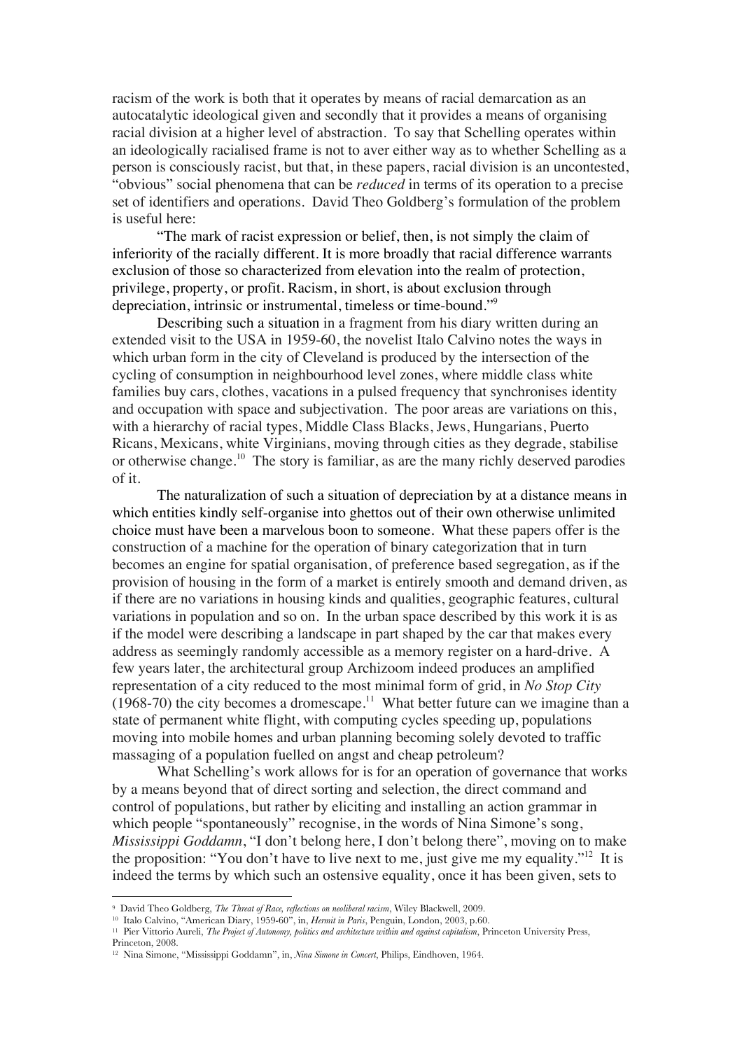racism of the work is both that it operates by means of racial demarcation as an autocatalytic ideological given and secondly that it provides a means of organising racial division at a higher level of abstraction. To say that Schelling operates within an ideologically racialised frame is not to aver either way as to whether Schelling as a person is consciously racist, but that, in these papers, racial division is an uncontested, "obvious" social phenomena that can be *reduced* in terms of its operation to a precise set of identifiers and operations. David Theo Goldberg's formulation of the problem is useful here:

"The mark of racist expression or belief, then, is not simply the claim of inferiority of the racially different. It is more broadly that racial difference warrants exclusion of those so characterized from elevation into the realm of protection, privilege, property, or profit. Racism, in short, is about exclusion through depreciation, intrinsic or instrumental, timeless or time-bound."[9]

Describing such a situation in a fragment from his diary written during an extended visit to the USA in 1959-60, the novelist Italo Calvino notes the ways in which urban form in the city of Cleveland is produced by the intersection of the cycling of consumption in neighbourhood level zones, where middle class white families buy cars, clothes, vacations in a pulsed frequency that synchronises identity and occupation with space and subjectivation. The poor areas are variations on this, with a hierarchy of racial types, Middle Class Blacks, Jews, Hungarians, Puerto Ricans, Mexicans, white Virginians, moving through cities as they degrade, stabilise or otherwise change.[10] The story is familiar, as are the many richly deserved parodies of it.

The naturalization of such a situation of depreciation by at a distance means in which entities kindly self-organise into ghettos out of their own otherwise unlimited choice must have been a marvelous boon to someone. What these papers offer is the construction of a machine for the operation of binary categorization that in turn becomes an engine for spatial organisation, of preference based segregation, as if the provision of housing in the form of a market is entirely smooth and demand driven, as if there are no variations in housing kinds and qualities, geographic features, cultural variations in population and so on. In the urban space described by this work it is as if the model were describing a landscape in part shaped by the car that makes every address as seemingly randomly accessible as a memory register on a hard-drive. A few years later, the architectural group Archizoom indeed produces an amplified representation of a city reduced to the most minimal form of grid, in *No Stop City* (1968-70) the city becomes a dromescape.[11] What better future can we imagine than a state of permanent white flight, with computing cycles speeding up, populations moving into mobile homes and urban planning becoming solely devoted to traffic massaging of a population fuelled on angst and cheap petroleum?

What Schelling's work allows for is for an operation of governance that works by a means beyond that of direct sorting and selection, the direct command and control of populations, but rather by eliciting and installing an action grammar in which people "spontaneously" recognise, in the words of Nina Simone's song, *Mississippi Goddamn*, "I don't belong here, I don't belong there", moving on to make the proposition: "You don't have to live next to me, just give me my equality."[12] It is indeed the terms by which such an ostensive equality, once it has been given, sets to

---

[9] David Theo Goldberg, *The Threat of Race, reflections on neoliberal racism*, Wiley Blackwell, 2009.

[10] Italo Calvino, "American Diary, 1959-60", in, *Hermit in Paris*, Penguin, London, 2003, p.60.

[11] Pier Vittorio Aureli, *The Project of Autonomy, politics and architecture within and against capitalism*, Princeton University Press, Princeton, 2008.

[12] Nina Simone, "Mississippi Goddamn", in, *Nina Simone in Concert*, Philips, Eindhoven, 1964.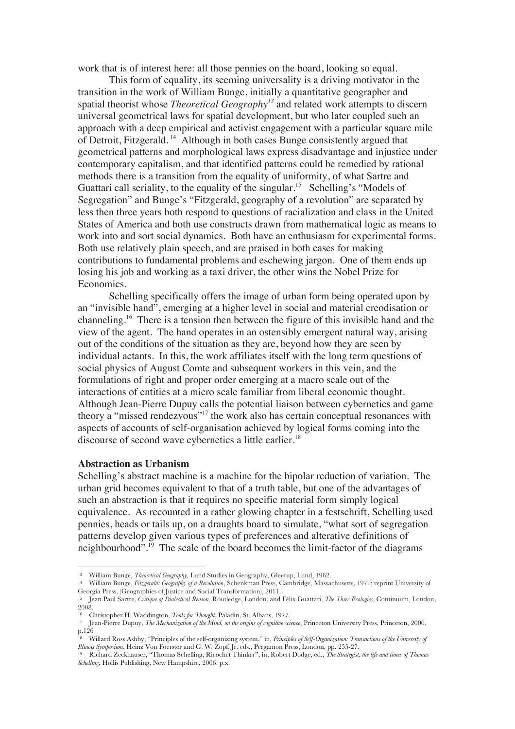work that is of interest here: all those pennies on the board, looking so equal.

This form of equality, its seeming universality is a driving motivator in the transition in the work of William Bunge, initially a quantitative geographer and spatial theorist whose *Theoretical Geography*[13] and related work attempts to discern universal geometrical laws for spatial development, but who later coupled such an approach with a deep empirical and activist engagement with a particular square mile of Detroit, Fitzgerald.[14] Although in both cases Bunge consistently argued that geometrical patterns and morphological laws express disadvantage and injustice under contemporary capitalism, and that identified patterns could be remedied by rational methods there is a transition from the equality of uniformity, of what Sartre and Guattari call seriality, to the equality of the singular.[15] Schelling's "Models of Segregation" and Bunge's "Fitzgerald, geography of a revolution" are separated by less then three years both respond to questions of racialization and class in the United States of America and both use constructs drawn from mathematical logic as means to work into and sort social dynamics. Both have an enthusiasm for experimental forms. Both use relatively plain speech, and are praised in both cases for making contributions to fundamental problems and eschewing jargon. One of them ends up losing his job and working as a taxi driver, the other wins the Nobel Prize for Economics.

Schelling specifically offers the image of urban form being operated upon by an "invisible hand", emerging at a higher level in social and material creodisation or channeling.[16] There is a tension then between the figure of this invisible hand and the view of the agent. The hand operates in an ostensibly emergent natural way, arising out of the conditions of the situation as they are, beyond how they are seen by individual actants. In this, the work affiliates itself with the long term questions of social physics of August Comte and subsequent workers in this vein, and the formulations of right and proper order emerging at a macro scale out of the interactions of entities at a micro scale familiar from liberal economic thought. Although Jean-Pierre Dupuy calls the potential liaison between cybernetics and game theory a "missed rendezvous"[17] the work also has certain conceptual resonances with aspects of accounts of self-organisation achieved by logical forms coming into the discourse of second wave cybernetics a little earlier.[18]

**Abstraction as Urbanism**

Schelling's abstract machine is a machine for the bipolar reduction of variation. The urban grid becomes equivalent to that of a truth table, but one of the advantages of such an abstraction is that it requires no specific material form simply logical equivalence. As recounted in a rather glowing chapter in a festschrift, Schelling used pennies, heads or tails up, on a draughts board to simulate, "what sort of segregation patterns develop given various types of preferences and alterative definitions of neighbourhood".[19] The scale of the board becomes the limit-factor of the diagrams

---

[13] William Bunge, *Theoretical Geography*, Lund Studies in Geography, Gleerup, Lund, 1962.

[14] William Bunge, *Fitzgerald: Geography of a Revolution*, Schenkman Press, Cambridge, Massachusetts, 1971; reprint University of Georgia Press, (Geographies of Justice and Social Transformation), 2011.

[15] Jean Paul Sartre, *Critique of Dialectical Reason*, Routledge, London, and Félix Guattari, *The Three Ecologies*, Continuum, London, 2008.

[16] Christopher H. Waddington, *Tools for Thought*, Paladin, St. Albans, 1977.

[17] Jean-Pierre Dupuy, *The Mechanization of the Mind, on the origins of cognitive science*, Princeton University Press, Princeton, 2000. p.126

[18] Willard Ross Ashby, "Principles of the self-organizing system," in, *Principles of Self-Organization: Transactions of the University of Illinois Symposium*, Heinz Von Foerster and G. W. Zopf, Jr. eds., Pergamon Press, London, pp. 255-27.

[19] Richard Zeckhauser, "Thomas Schelling, Ricochet Thinker", in, Robert Dodge, ed., *The Strategist, the life and times of Thomas Schelling*, Hollis Publishing, New Hampshire, 2006. p.x.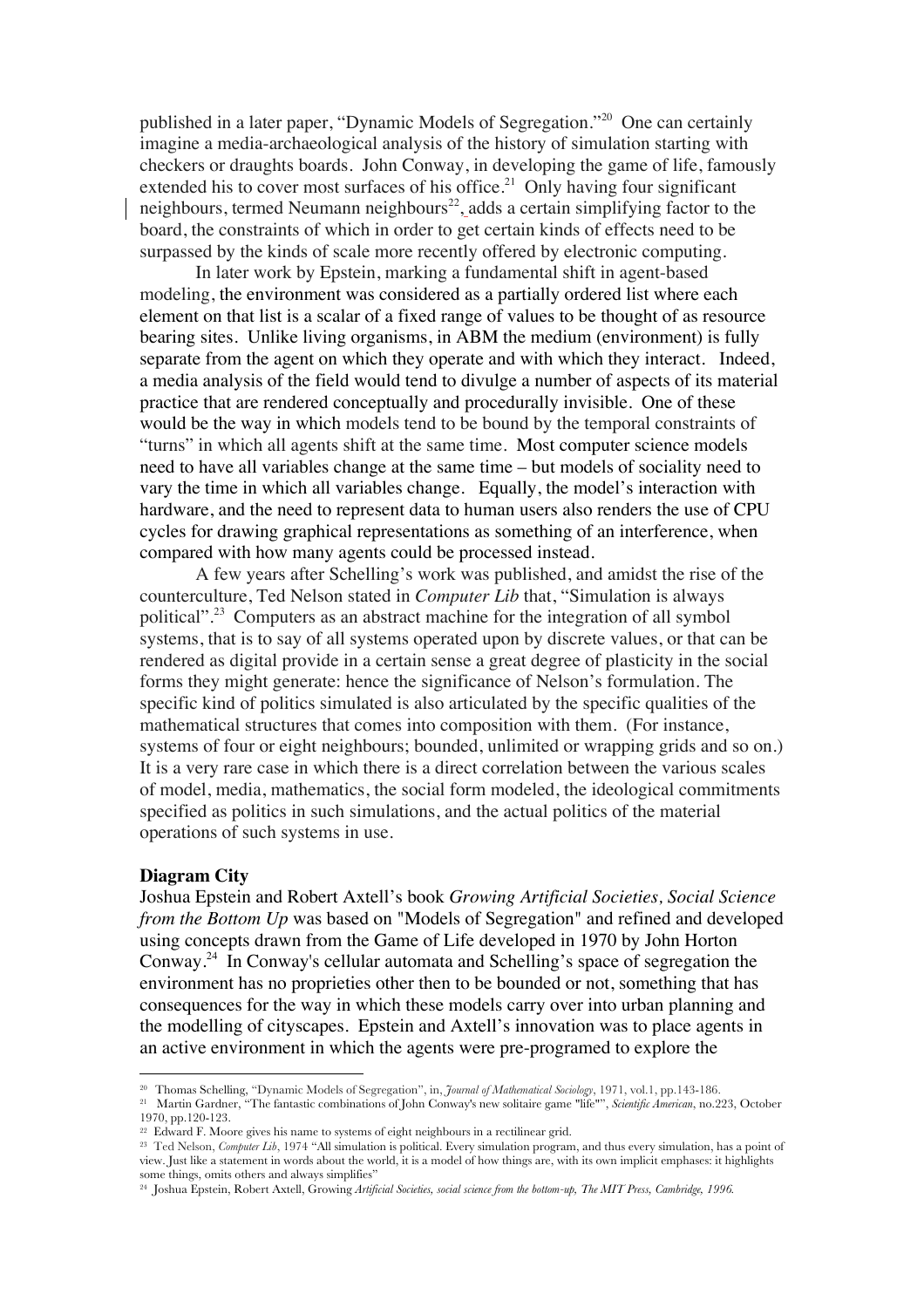published in a later paper, "Dynamic Models of Segregation."[20] One can certainly imagine a media-archaeological analysis of the history of simulation starting with checkers or draughts boards. John Conway, in developing the game of life, famously extended his to cover most surfaces of his office.[21] Only having four significant neighbours, termed Neumann neighbours[22], adds a certain simplifying factor to the board, the constraints of which in order to get certain kinds of effects need to be surpassed by the kinds of scale more recently offered by electronic computing.

In later work by Epstein, marking a fundamental shift in agent-based modeling, the environment was considered as a partially ordered list where each element on that list is a scalar of a fixed range of values to be thought of as resource bearing sites. Unlike living organisms, in ABM the medium (environment) is fully separate from the agent on which they operate and with which they interact. Indeed, a media analysis of the field would tend to divulge a number of aspects of its material practice that are rendered conceptually and procedurally invisible. One of these would be the way in which models tend to be bound by the temporal constraints of "turns" in which all agents shift at the same time. Most computer science models need to have all variables change at the same time – but models of sociality need to vary the time in which all variables change. Equally, the model's interaction with hardware, and the need to represent data to human users also renders the use of CPU cycles for drawing graphical representations as something of an interference, when compared with how many agents could be processed instead.

A few years after Schelling's work was published, and amidst the rise of the counterculture, Ted Nelson stated in *Computer Lib* that, "Simulation is always political".[23] Computers as an abstract machine for the integration of all symbol systems, that is to say of all systems operated upon by discrete values, or that can be rendered as digital provide in a certain sense a great degree of plasticity in the social forms they might generate: hence the significance of Nelson's formulation. The specific kind of politics simulated is also articulated by the specific qualities of the mathematical structures that comes into composition with them. (For instance, systems of four or eight neighbours; bounded, unlimited or wrapping grids and so on.) It is a very rare case in which there is a direct correlation between the various scales of model, media, mathematics, the social form modeled, the ideological commitments specified as politics in such simulations, and the actual politics of the material operations of such systems in use.

**Diagram City**

Joshua Epstein and Robert Axtell's book *Growing Artificial Societies, Social Science from the Bottom Up* was based on "Models of Segregation" and refined and developed using concepts drawn from the Game of Life developed in 1970 by John Horton Conway.[24] In Conway's cellular automata and Schelling's space of segregation the environment has no proprieties other then to be bounded or not, something that has consequences for the way in which these models carry over into urban planning and the modelling of cityscapes. Epstein and Axtell's innovation was to place agents in an active environment in which the agents were pre-programed to explore the

---

[20] Thomas Schelling, "Dynamic Models of Segregation", in, *Journal of Mathematical Sociology*, 1971, vol.1, pp.143-186.

[21] Martin Gardner, "The fantastic combinations of John Conway's new solitaire game "life"", *Scientific American*, no.223, October 1970, pp.120-123.

[22] Edward F. Moore gives his name to systems of eight neighbours in a rectilinear grid.

[23] Ted Nelson, *Computer Lib*, 1974 "All simulation is political. Every simulation program, and thus every simulation, has a point of view. Just like a statement in words about the world, it is a model of how things are, with its own implicit emphases: it highlights some things, omits others and always simplifies"

[24] Joshua Epstein, Robert Axtell, Growing *Artificial Societies, social science from the bottom-up, The MIT Press, Cambridge, 1996.*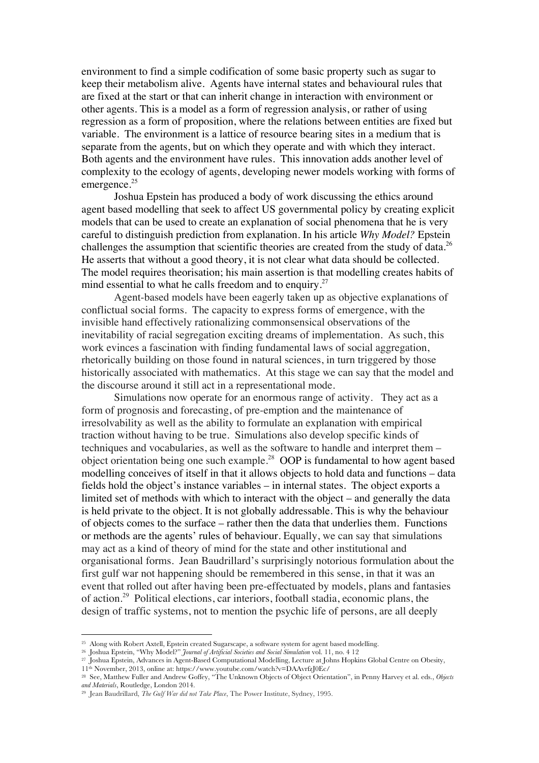environment to find a simple codification of some basic property such as sugar to keep their metabolism alive. Agents have internal states and behavioural rules that are fixed at the start or that can inherit change in interaction with environment or other agents. This is a model as a form of regression analysis, or rather of using regression as a form of proposition, where the relations between entities are fixed but variable. The environment is a lattice of resource bearing sites in a medium that is separate from the agents, but on which they operate and with which they interact. Both agents and the environment have rules. This innovation adds another level of complexity to the ecology of agents, developing newer models working with forms of emergence.[25]

Joshua Epstein has produced a body of work discussing the ethics around agent based modelling that seek to affect US governmental policy by creating explicit models that can be used to create an explanation of social phenomena that he is very careful to distinguish prediction from explanation. In his article *Why Model?* Epstein challenges the assumption that scientific theories are created from the study of data.[26] He asserts that without a good theory, it is not clear what data should be collected. The model requires theorisation; his main assertion is that modelling creates habits of mind essential to what he calls freedom and to enquiry.[27]

Agent-based models have been eagerly taken up as objective explanations of conflictual social forms. The capacity to express forms of emergence, with the invisible hand effectively rationalizing commonsensical observations of the inevitability of racial segregation exciting dreams of implementation. As such, this work evinces a fascination with finding fundamental laws of social aggregation, rhetorically building on those found in natural sciences, in turn triggered by those historically associated with mathematics. At this stage we can say that the model and the discourse around it still act in a representational mode.

Simulations now operate for an enormous range of activity. They act as a form of prognosis and forecasting, of pre-emption and the maintenance of irresolvability as well as the ability to formulate an explanation with empirical traction without having to be true. Simulations also develop specific kinds of techniques and vocabularies, as well as the software to handle and interpret them – object orientation being one such example.[28] OOP is fundamental to how agent based modelling conceives of itself in that it allows objects to hold data and functions – data fields hold the object's instance variables – in internal states. The object exports a limited set of methods with which to interact with the object – and generally the data is held private to the object. It is not globally addressable. This is why the behaviour of objects comes to the surface – rather then the data that underlies them. Functions or methods are the agents' rules of behaviour. Equally, we can say that simulations may act as a kind of theory of mind for the state and other institutional and organisational forms. Jean Baudrillard's surprisingly notorious formulation about the first gulf war not happening should be remembered in this sense, in that it was an event that rolled out after having been pre-effectuated by models, plans and fantasies of action.[29] Political elections, car interiors, football stadia, economic plans, the design of traffic systems, not to mention the psychic life of persons, are all deeply

---

[25] Along with Robert Axtell, Epstein created Sugarscape, a software system for agent based modelling.

[26] Joshua Epstein, "Why Model?" *Journal of Artificial Societies and Social Simulation* vol. 11, no. 4 12

[27] Joshua Epstein, Advances in Agent-Based Computational Modelling, Lecture at Johns Hopkins Global Centre on Obesity, 11th November, 2013, online at: https://www.youtube.com/watch?v=DAAvrfzJ0Ec/

[28] See, Matthew Fuller and Andrew Goffey, "The Unknown Objects of Object Orientation", in Penny Harvey et al. eds., *Objects and Materials*, Routledge, London 2014.

[29] Jean Baudrillard, *The Gulf War did not Take Place*, The Power Institute, Sydney, 1995.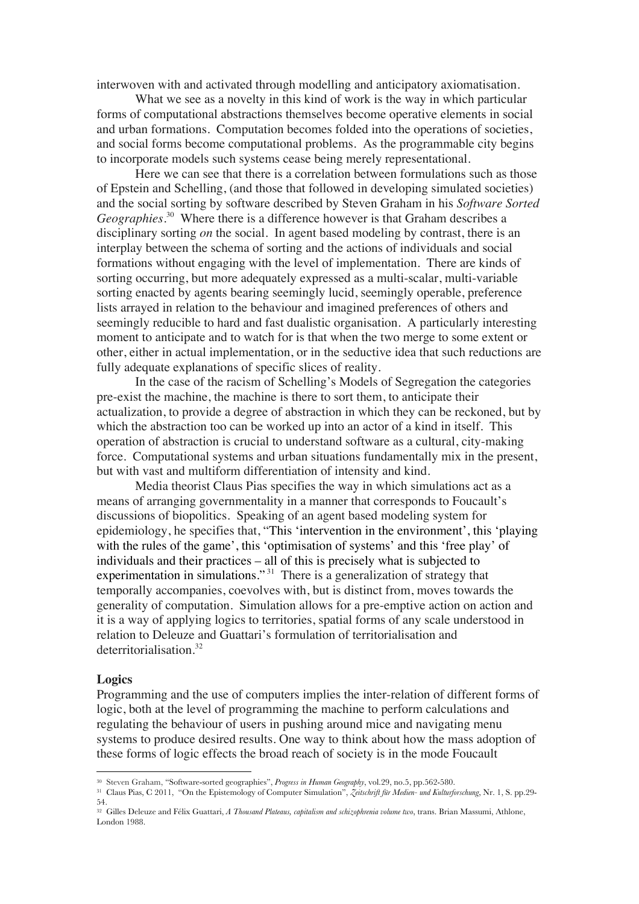interwoven with and activated through modelling and anticipatory axiomatisation.

What we see as a novelty in this kind of work is the way in which particular forms of computational abstractions themselves become operative elements in social and urban formations. Computation becomes folded into the operations of societies, and social forms become computational problems. As the programmable city begins to incorporate models such systems cease being merely representational.

Here we can see that there is a correlation between formulations such as those of Epstein and Schelling, (and those that followed in developing simulated societies) and the social sorting by software described by Steven Graham in his *Software Sorted Geographies*.[30] Where there is a difference however is that Graham describes a disciplinary sorting *on* the social. In agent based modeling by contrast, there is an interplay between the schema of sorting and the actions of individuals and social formations without engaging with the level of implementation. There are kinds of sorting occurring, but more adequately expressed as a multi-scalar, multi-variable sorting enacted by agents bearing seemingly lucid, seemingly operable, preference lists arrayed in relation to the behaviour and imagined preferences of others and seemingly reducible to hard and fast dualistic organisation. A particularly interesting moment to anticipate and to watch for is that when the two merge to some extent or other, either in actual implementation, or in the seductive idea that such reductions are fully adequate explanations of specific slices of reality.

In the case of the racism of Schelling's Models of Segregation the categories pre-exist the machine, the machine is there to sort them, to anticipate their actualization, to provide a degree of abstraction in which they can be reckoned, but by which the abstraction too can be worked up into an actor of a kind in itself. This operation of abstraction is crucial to understand software as a cultural, city-making force. Computational systems and urban situations fundamentally mix in the present, but with vast and multiform differentiation of intensity and kind.

Media theorist Claus Pias specifies the way in which simulations act as a means of arranging governmentality in a manner that corresponds to Foucault's discussions of biopolitics. Speaking of an agent based modeling system for epidemiology, he specifies that, "This 'intervention in the environment', this 'playing with the rules of the game', this 'optimisation of systems' and this 'free play' of individuals and their practices – all of this is precisely what is subjected to experimentation in simulations."[31] There is a generalization of strategy that temporally accompanies, coevolves with, but is distinct from, moves towards the generality of computation. Simulation allows for a pre-emptive action on action and it is a way of applying logics to territories, spatial forms of any scale understood in relation to Deleuze and Guattari's formulation of territorialisation and deterritorialisation.[32]

**Logics**

Programming and the use of computers implies the inter-relation of different forms of logic, both at the level of programming the machine to perform calculations and regulating the behaviour of users in pushing around mice and navigating menu systems to produce desired results. One way to think about how the mass adoption of these forms of logic effects the broad reach of society is in the mode Foucault

---

[30] Steven Graham, "Software-sorted geographies", *Progress in Human Geography*, vol.29, no.5, pp.562-580.

[31] Claus Pias, C 2011, "On the Epistemology of Computer Simulation", *Zeitschrift für Medien- und Kulturforschung*, Nr. 1, S. pp.29-54.

[32] Gilles Deleuze and Félix Guattari, *A Thousand Plateaus, capitalism and schizophrenia volume two*, trans. Brian Massumi, Athlone, London 1988.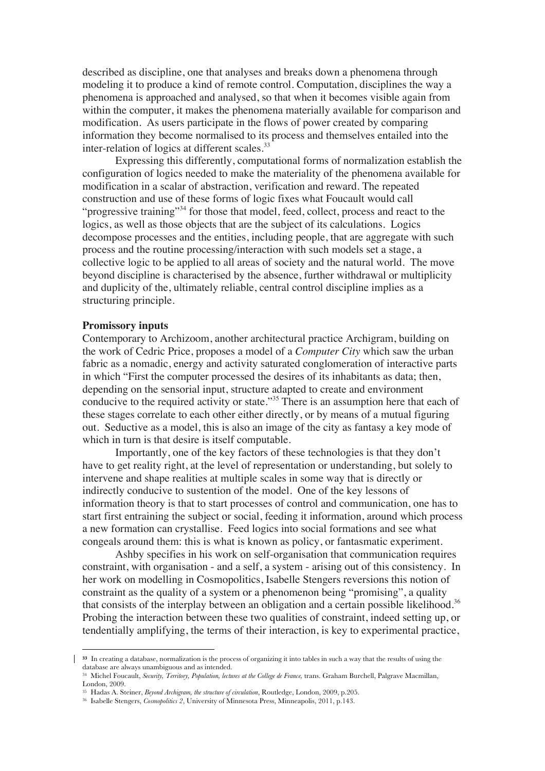described as discipline, one that analyses and breaks down a phenomena through modeling it to produce a kind of remote control. Computation, disciplines the way a phenomena is approached and analysed, so that when it becomes visible again from within the computer, it makes the phenomena materially available for comparison and modification. As users participate in the flows of power created by comparing information they become normalised to its process and themselves entailed into the inter-relation of logics at different scales.[33]

Expressing this differently, computational forms of normalization establish the configuration of logics needed to make the materiality of the phenomena available for modification in a scalar of abstraction, verification and reward. The repeated construction and use of these forms of logic fixes what Foucault would call "progressive training"[34] for those that model, feed, collect, process and react to the logics, as well as those objects that are the subject of its calculations. Logics decompose processes and the entities, including people, that are aggregate with such process and the routine processing/interaction with such models set a stage, a collective logic to be applied to all areas of society and the natural world. The move beyond discipline is characterised by the absence, further withdrawal or multiplicity and duplicity of the, ultimately reliable, central control discipline implies as a structuring principle.

**Promissory inputs**

Contemporary to Archizoom, another architectural practice Archigram, building on the work of Cedric Price, proposes a model of a *Computer City* which saw the urban fabric as a nomadic, energy and activity saturated conglomeration of interactive parts in which "First the computer processed the desires of its inhabitants as data; then, depending on the sensorial input, structure adapted to create and environment conducive to the required activity or state."[35] There is an assumption here that each of these stages correlate to each other either directly, or by means of a mutual figuring out. Seductive as a model, this is also an image of the city as fantasy a key mode of which in turn is that desire is itself computable.

Importantly, one of the key factors of these technologies is that they don't have to get reality right, at the level of representation or understanding, but solely to intervene and shape realities at multiple scales in some way that is directly or indirectly conducive to sustention of the model. One of the key lessons of information theory is that to start processes of control and communication, one has to start first entraining the subject or social, feeding it information, around which process a new formation can crystallise. Feed logics into social formations and see what congeals around them: this is what is known as policy, or fantasmatic experiment.

Ashby specifies in his work on self-organisation that communication requires constraint, with organisation - and a self, a system - arising out of this consistency. In her work on modelling in Cosmopolitics, Isabelle Stengers reversions this notion of constraint as the quality of a system or a phenomenon being "promising", a quality that consists of the interplay between an obligation and a certain possible likelihood.[36] Probing the interaction between these two qualities of constraint, indeed setting up, or tendentially amplifying, the terms of their interaction, is key to experimental practice,

---

[33] In creating a database, normalization is the process of organizing it into tables in such a way that the results of using the database are always unambiguous and as intended.

[34] Michel Foucault, *Security, Territory, Population, lectures at the College de France,* trans. Graham Burchell, Palgrave Macmillan, London, 2009.

[35] Hadas A. Steiner, *Beyond Archigram, the structure of circulation*, Routledge, London, 2009, p.205.

[36] Isabelle Stengers, *Cosmopolitics 2*, University of Minnesota Press, Minneapolis, 2011, p.143.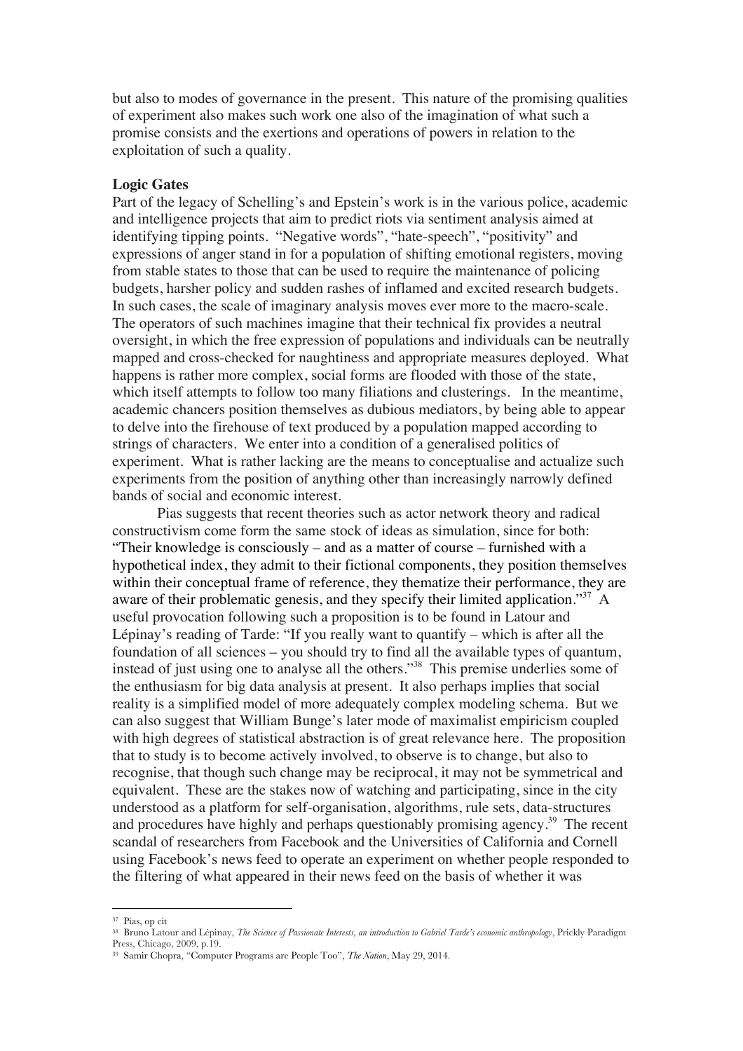but also to modes of governance in the present. This nature of the promising qualities of experiment also makes such work one also of the imagination of what such a promise consists and the exertions and operations of powers in relation to the exploitation of such a quality.

**Logic Gates**

Part of the legacy of Schelling's and Epstein's work is in the various police, academic and intelligence projects that aim to predict riots via sentiment analysis aimed at identifying tipping points. "Negative words", "hate-speech", "positivity" and expressions of anger stand in for a population of shifting emotional registers, moving from stable states to those that can be used to require the maintenance of policing budgets, harsher policy and sudden rashes of inflamed and excited research budgets. In such cases, the scale of imaginary analysis moves ever more to the macro-scale. The operators of such machines imagine that their technical fix provides a neutral oversight, in which the free expression of populations and individuals can be neutrally mapped and cross-checked for naughtiness and appropriate measures deployed. What happens is rather more complex, social forms are flooded with those of the state, which itself attempts to follow too many filiations and clusterings. In the meantime, academic chancers position themselves as dubious mediators, by being able to appear to delve into the firehouse of text produced by a population mapped according to strings of characters. We enter into a condition of a generalised politics of experiment. What is rather lacking are the means to conceptualise and actualize such experiments from the position of anything other than increasingly narrowly defined bands of social and economic interest.

Pias suggests that recent theories such as actor network theory and radical constructivism come form the same stock of ideas as simulation, since for both: "Their knowledge is consciously – and as a matter of course – furnished with a hypothetical index, they admit to their fictional components, they position themselves within their conceptual frame of reference, they thematize their performance, they are aware of their problematic genesis, and they specify their limited application."[37] A useful provocation following such a proposition is to be found in Latour and Lépinay's reading of Tarde: "If you really want to quantify – which is after all the foundation of all sciences – you should try to find all the available types of quantum, instead of just using one to analyse all the others."[38] This premise underlies some of the enthusiasm for big data analysis at present. It also perhaps implies that social reality is a simplified model of more adequately complex modeling schema. But we can also suggest that William Bunge's later mode of maximalist empiricism coupled with high degrees of statistical abstraction is of great relevance here. The proposition that to study is to become actively involved, to observe is to change, but also to recognise, that though such change may be reciprocal, it may not be symmetrical and equivalent. These are the stakes now of watching and participating, since in the city understood as a platform for self-organisation, algorithms, rule sets, data-structures and procedures have highly and perhaps questionably promising agency.[39] The recent scandal of researchers from Facebook and the Universities of California and Cornell using Facebook's news feed to operate an experiment on whether people responded to the filtering of what appeared in their news feed on the basis of whether it was

---

[37] Pias, op cit

[38] Bruno Latour and Lépinay, *The Science of Passionate Interests, an introduction to Gabriel Tarde's economic anthropology*, Prickly Paradigm Press, Chicago, 2009, p.19.

[39] Samir Chopra, "Computer Programs are People Too", *The Nation*, May 29, 2014.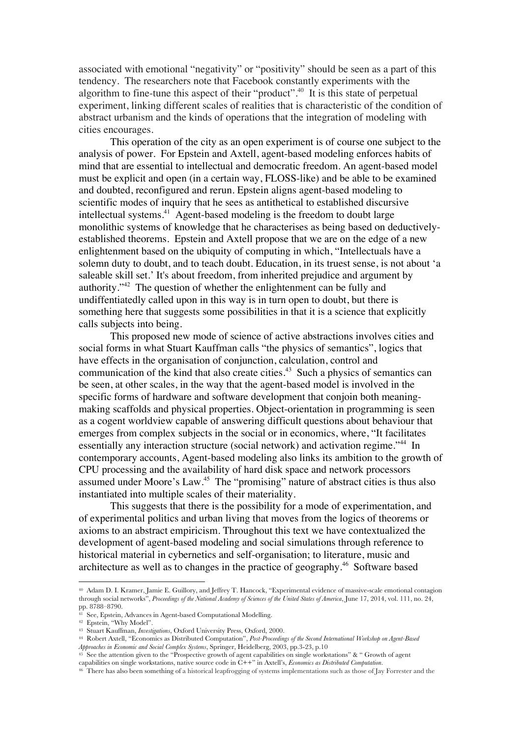associated with emotional "negativity" or "positivity" should be seen as a part of this tendency. The researchers note that Facebook constantly experiments with the algorithm to fine-tune this aspect of their "product".[40] It is this state of perpetual experiment, linking different scales of realities that is characteristic of the condition of abstract urbanism and the kinds of operations that the integration of modeling with cities encourages.

This operation of the city as an open experiment is of course one subject to the analysis of power. For Epstein and Axtell, agent-based modeling enforces habits of mind that are essential to intellectual and democratic freedom. An agent-based model must be explicit and open (in a certain way, FLOSS-like) and be able to be examined and doubted, reconfigured and rerun. Epstein aligns agent-based modeling to scientific modes of inquiry that he sees as antithetical to established discursive intellectual systems.[41] Agent-based modeling is the freedom to doubt large monolithic systems of knowledge that he characterises as being based on deductively-established theorems. Epstein and Axtell propose that we are on the edge of a new enlightenment based on the ubiquity of computing in which, "Intellectuals have a solemn duty to doubt, and to teach doubt. Education, in its truest sense, is not about 'a saleable skill set.' It's about freedom, from inherited prejudice and argument by authority."[42] The question of whether the enlightenment can be fully and undiffentiatedly called upon in this way is in turn open to doubt, but there is something here that suggests some possibilities in that it is a science that explicitly calls subjects into being.

This proposed new mode of science of active abstractions involves cities and social forms in what Stuart Kauffman calls "the physics of semantics", logics that have effects in the organisation of conjunction, calculation, control and communication of the kind that also create cities.[43] Such a physics of semantics can be seen, at other scales, in the way that the agent-based model is involved in the specific forms of hardware and software development that conjoin both meaning-making scaffolds and physical properties. Object-orientation in programming is seen as a cogent worldview capable of answering difficult questions about behaviour that emerges from complex subjects in the social or in economics, where, "It facilitates essentially any interaction structure (social network) and activation regime."[44] In contemporary accounts, Agent-based modeling also links its ambition to the growth of CPU processing and the availability of hard disk space and network processors assumed under Moore's Law.[45] The "promising" nature of abstract cities is thus also instantiated into multiple scales of their materiality.

This suggests that there is the possibility for a mode of experimentation, and of experimental politics and urban living that moves from the logics of theorems or axioms to an abstract empiricism. Throughout this text we have contextualized the development of agent-based modeling and social simulations through reference to historical material in cybernetics and self-organisation; to literature, music and architecture as well as to changes in the practice of geography.[46] Software based

---

[40] Adam D. I. Kramer, Jamie E. Guillory, and Jeffrey T. Hancock, "Experimental evidence of massive-scale emotional contagion through social networks", *Proceedings of the National Academy of Sciences of the United States of America*, June 17, 2014, vol. 111, no. 24, pp. 8788–8790.

[41] See, Epstein, Advances in Agent-based Computational Modelling.

[42] Epstein, "Why Model".

[43] Stuart Kauffman, *Investigations*, Oxford University Press, Oxford, 2000.

[44] Robert Axtell, "Economics as Distributed Computation", *Post-Proceedings of the Second International Workshop on Agent-Based Approaches in Economic and Social Complex Systems*, Springer, Heidelberg, 2003, pp.3-23, p.10

[45] See the attention given to the "Prospective growth of agent capabilities on single workstations" & " Growth of agent capabilities on single workstations, native source code in C++" in Axtell's, *Economics as Distributed Computation.*

[46] There has also been something of a historical leapfrogging of systems implementations such as those of Jay Forrester and the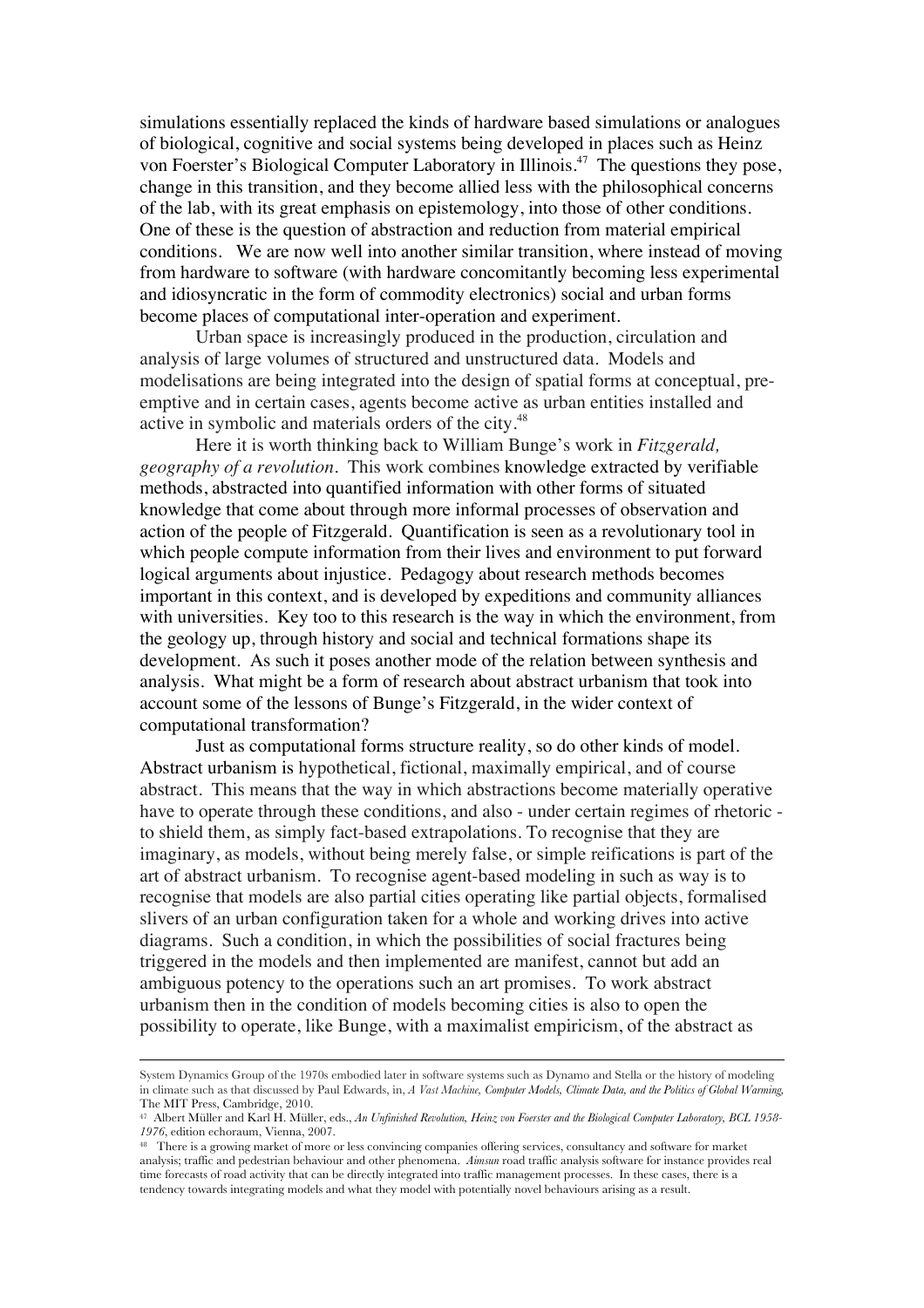simulations essentially replaced the kinds of hardware based simulations or analogues of biological, cognitive and social systems being developed in places such as Heinz von Foerster's Biological Computer Laboratory in Illinois.[47] The questions they pose, change in this transition, and they become allied less with the philosophical concerns of the lab, with its great emphasis on epistemology, into those of other conditions. One of these is the question of abstraction and reduction from material empirical conditions. We are now well into another similar transition, where instead of moving from hardware to software (with hardware concomitantly becoming less experimental and idiosyncratic in the form of commodity electronics) social and urban forms become places of computational inter-operation and experiment.

Urban space is increasingly produced in the production, circulation and analysis of large volumes of structured and unstructured data. Models and modelisations are being integrated into the design of spatial forms at conceptual, pre-emptive and in certain cases, agents become active as urban entities installed and active in symbolic and materials orders of the city.[48]

Here it is worth thinking back to William Bunge's work in *Fitzgerald, geography of a revolution*. This work combines knowledge extracted by verifiable methods, abstracted into quantified information with other forms of situated knowledge that come about through more informal processes of observation and action of the people of Fitzgerald. Quantification is seen as a revolutionary tool in which people compute information from their lives and environment to put forward logical arguments about injustice. Pedagogy about research methods becomes important in this context, and is developed by expeditions and community alliances with universities. Key too to this research is the way in which the environment, from the geology up, through history and social and technical formations shape its development. As such it poses another mode of the relation between synthesis and analysis. What might be a form of research about abstract urbanism that took into account some of the lessons of Bunge's Fitzgerald, in the wider context of computational transformation?

Just as computational forms structure reality, so do other kinds of model. Abstract urbanism is hypothetical, fictional, maximally empirical, and of course abstract. This means that the way in which abstractions become materially operative have to operate through these conditions, and also - under certain regimes of rhetoric - to shield them, as simply fact-based extrapolations. To recognise that they are imaginary, as models, without being merely false, or simple reifications is part of the art of abstract urbanism. To recognise agent-based modeling in such as way is to recognise that models are also partial cities operating like partial objects, formalised slivers of an urban configuration taken for a whole and working drives into active diagrams. Such a condition, in which the possibilities of social fractures being triggered in the models and then implemented are manifest, cannot but add an ambiguous potency to the operations such an art promises. To work abstract urbanism then in the condition of models becoming cities is also to open the possibility to operate, like Bunge, with a maximalist empiricism, of the abstract as

---

System Dynamics Group of the 1970s embodied later in software systems such as Dynamo and Stella or the history of modeling in climate such as that discussed by Paul Edwards, in, *A Vast Machine, Computer Models, Climate Data, and the Politics of Global Warming,* The MIT Press, Cambridge, 2010.

[47] Albert Müller and Karl H. Müller, eds., *An Unfinished Revolution, Heinz von Foerster and the Biological Computer Laboratory, BCL 1958-1976*, edition echoraum, Vienna, 2007.

[48] There is a growing market of more or less convincing companies offering services, consultancy and software for market analysis; traffic and pedestrian behaviour and other phenomena. *Aimsun* road traffic analysis software for instance provides real time forecasts of road activity that can be directly integrated into traffic management processes. In these cases, there is a tendency towards integrating models and what they model with potentially novel behaviours arising as a result.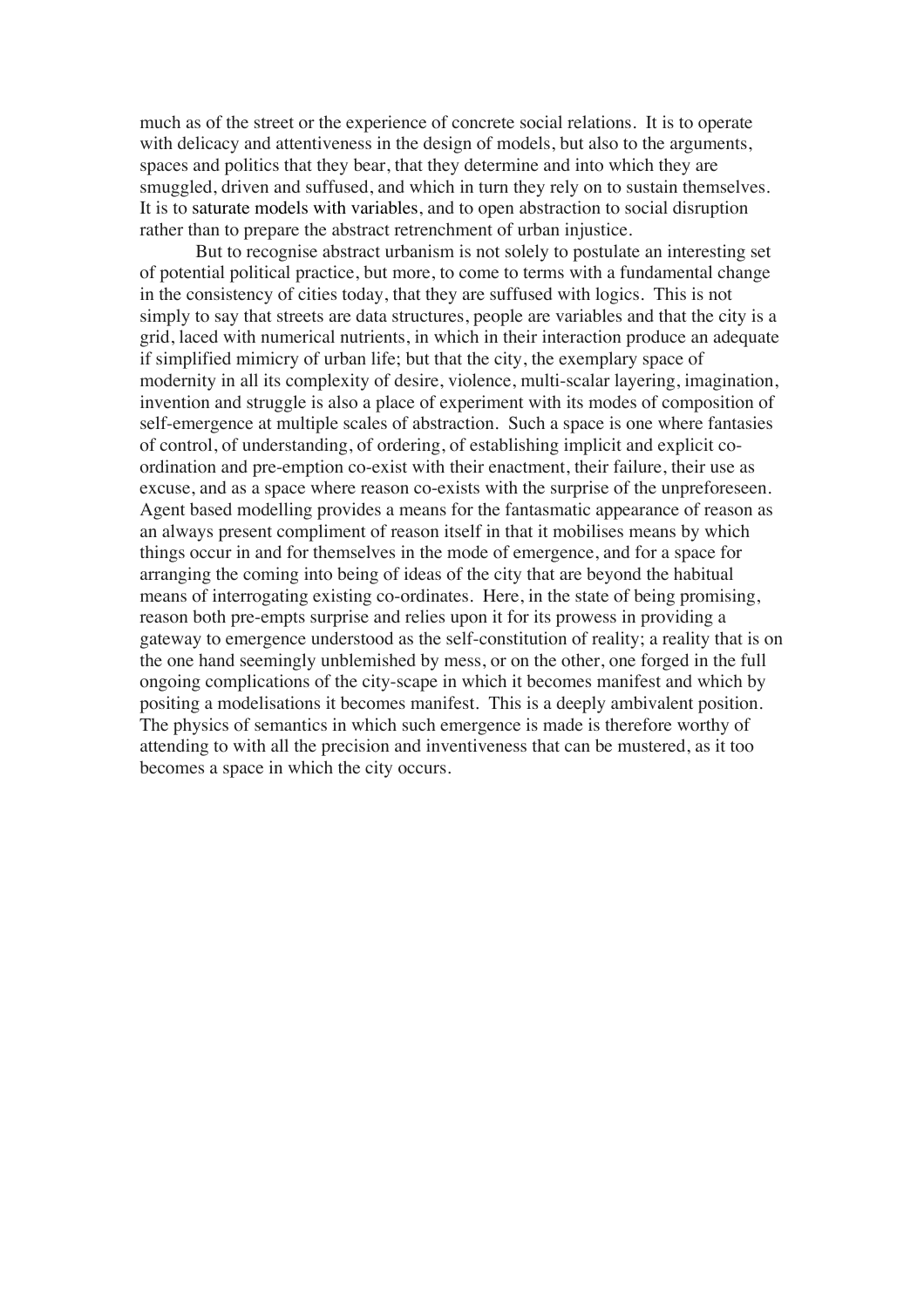much as of the street or the experience of concrete social relations. It is to operate with delicacy and attentiveness in the design of models, but also to the arguments, spaces and politics that they bear, that they determine and into which they are smuggled, driven and suffused, and which in turn they rely on to sustain themselves. It is to saturate models with variables, and to open abstraction to social disruption rather than to prepare the abstract retrenchment of urban injustice.

But to recognise abstract urbanism is not solely to postulate an interesting set of potential political practice, but more, to come to terms with a fundamental change in the consistency of cities today, that they are suffused with logics. This is not simply to say that streets are data structures, people are variables and that the city is a grid, laced with numerical nutrients, in which in their interaction produce an adequate if simplified mimicry of urban life; but that the city, the exemplary space of modernity in all its complexity of desire, violence, multi-scalar layering, imagination, invention and struggle is also a place of experiment with its modes of composition of self-emergence at multiple scales of abstraction. Such a space is one where fantasies of control, of understanding, of ordering, of establishing implicit and explicit co-ordination and pre-emption co-exist with their enactment, their failure, their use as excuse, and as a space where reason co-exists with the surprise of the unpreforeseen. Agent based modelling provides a means for the fantasmatic appearance of reason as an always present compliment of reason itself in that it mobilises means by which things occur in and for themselves in the mode of emergence, and for a space for arranging the coming into being of ideas of the city that are beyond the habitual means of interrogating existing co-ordinates. Here, in the state of being promising, reason both pre-empts surprise and relies upon it for its prowess in providing a gateway to emergence understood as the self-constitution of reality; a reality that is on the one hand seemingly unblemished by mess, or on the other, one forged in the full ongoing complications of the city-scape in which it becomes manifest and which by positing a modelisations it becomes manifest. This is a deeply ambivalent position. The physics of semantics in which such emergence is made is therefore worthy of attending to with all the precision and inventiveness that can be mustered, as it too becomes a space in which the city occurs.